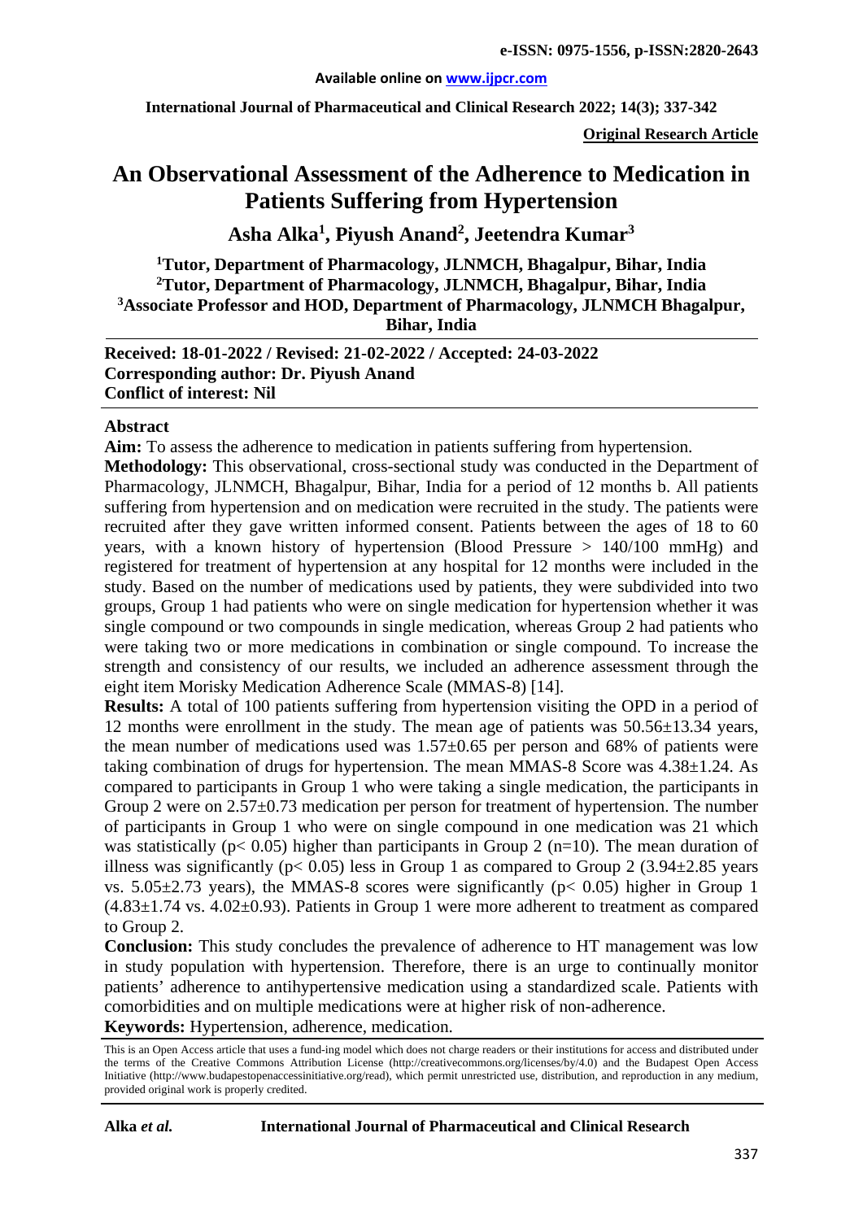**e-ISSN: 0975-1556, p-ISSN:2820-2643**

**Available online on www.ijpcr.com**

**Original Research Article**

# An Observational Assessment of the Adherence to Medication in Patients Suffering from Hypertension

**Asha Alka[1], Piyush Anand[2], Jeetendra Kumar[3]**

**[1]Tutor, Department of Pharmacology, JLNMCH, Bhagalpur, Bihar, India**
**[2]Tutor, Department of Pharmacology, JLNMCH, Bhagalpur, Bihar, India**
**[3]Associate Professor and HOD, Department of Pharmacology, JLNMCH Bhagalpur, Bihar, India**

**Received: 18-01-2022 / Revised: 21-02-2022 / Accepted: 24-03-2022**
**Corresponding author: Dr. Piyush Anand**
**Conflict of interest: Nil**

## Abstract

**Aim:** To assess the adherence to medication in patients suffering from hypertension.

**Methodology:** This observational, cross-sectional study was conducted in the Department of Pharmacology, JLNMCH, Bhagalpur, Bihar, India for a period of 12 months b. All patients suffering from hypertension and on medication were recruited in the study. The patients were recruited after they gave written informed consent. Patients between the ages of 18 to 60 years, with a known history of hypertension (Blood Pressure > 140/100 mmHg) and registered for treatment of hypertension at any hospital for 12 months were included in the study. Based on the number of medications used by patients, they were subdivided into two groups, Group 1 had patients who were on single medication for hypertension whether it was single compound or two compounds in single medication, whereas Group 2 had patients who were taking two or more medications in combination or single compound. To increase the strength and consistency of our results, we included an adherence assessment through the eight item Morisky Medication Adherence Scale (MMAS-8) [14].

**Results:** A total of 100 patients suffering from hypertension visiting the OPD in a period of 12 months were enrollment in the study. The mean age of patients was 50.56±13.34 years, the mean number of medications used was 1.57±0.65 per person and 68% of patients were taking combination of drugs for hypertension. The mean MMAS-8 Score was 4.38±1.24. As compared to participants in Group 1 who were taking a single medication, the participants in Group 2 were on 2.57±0.73 medication per person for treatment of hypertension. The number of participants in Group 1 who were on single compound in one medication was 21 which was statistically ($p < 0.05$) higher than participants in Group 2 (n=10). The mean duration of illness was significantly ($p < 0.05$) less in Group 1 as compared to Group 2 (3.94±2.85 years vs. 5.05±2.73 years), the MMAS-8 scores were significantly ($p < 0.05$) higher in Group 1 (4.83±1.74 vs. 4.02±0.93). Patients in Group 1 were more adherent to treatment as compared to Group 2.

**Conclusion:** This study concludes the prevalence of adherence to HT management was low in study population with hypertension. Therefore, there is an urge to continually monitor patients' adherence to antihypertensive medication using a standardized scale. Patients with comorbidities and on multiple medications were at higher risk of non-adherence.

**Keywords:** Hypertension, adherence, medication.

This is an Open Access article that uses a fund-ing model which does not charge readers or their institutions for access and distributed under the terms of the Creative Commons Attribution License (http://creativecommons.org/licenses/by/4.0) and the Budapest Open Access Initiative (http://www.budapestopenaccessinitiative.org/read), which permit unrestricted use, distribution, and reproduction in any medium, provided original work is properly credited.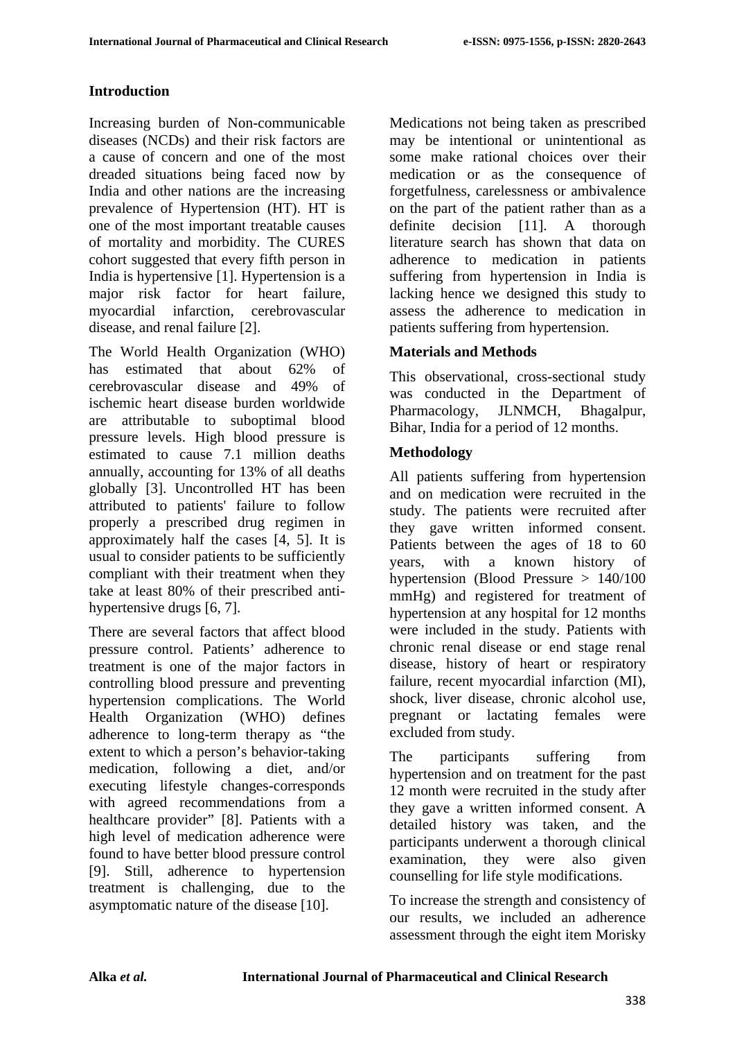## Introduction

Increasing burden of Non-communicable diseases (NCDs) and their risk factors are a cause of concern and one of the most dreaded situations being faced now by India and other nations are the increasing prevalence of Hypertension (HT). HT is one of the most important treatable causes of mortality and morbidity. The CURES cohort suggested that every fifth person in India is hypertensive [1]. Hypertension is a major risk factor for heart failure, myocardial infarction, cerebrovascular disease, and renal failure [2].

The World Health Organization (WHO) has estimated that about 62% of cerebrovascular disease and 49% of ischemic heart disease burden worldwide are attributable to suboptimal blood pressure levels. High blood pressure is estimated to cause 7.1 million deaths annually, accounting for 13% of all deaths globally [3]. Uncontrolled HT has been attributed to patients' failure to follow properly a prescribed drug regimen in approximately half the cases [4, 5]. It is usual to consider patients to be sufficiently compliant with their treatment when they take at least 80% of their prescribed anti-hypertensive drugs [6, 7].

There are several factors that affect blood pressure control. Patients' adherence to treatment is one of the major factors in controlling blood pressure and preventing hypertension complications. The World Health Organization (WHO) defines adherence to long-term therapy as "the extent to which a person's behavior-taking medication, following a diet, and/or executing lifestyle changes-corresponds with agreed recommendations from a healthcare provider" [8]. Patients with a high level of medication adherence were found to have better blood pressure control [9]. Still, adherence to hypertension treatment is challenging, due to the asymptomatic nature of the disease [10].

Medications not being taken as prescribed may be intentional or unintentional as some make rational choices over their medication or as the consequence of forgetfulness, carelessness or ambivalence on the part of the patient rather than as a definite decision [11]. A thorough literature search has shown that data on adherence to medication in patients suffering from hypertension in India is lacking hence we designed this study to assess the adherence to medication in patients suffering from hypertension.

## Materials and Methods

This observational, cross-sectional study was conducted in the Department of Pharmacology, JLNMCH, Bhagalpur, Bihar, India for a period of 12 months.

## Methodology

All patients suffering from hypertension and on medication were recruited in the study. The patients were recruited after they gave written informed consent. Patients between the ages of 18 to 60 years, with a known history of hypertension (Blood Pressure > 140/100 mmHg) and registered for treatment of hypertension at any hospital for 12 months were included in the study. Patients with chronic renal disease or end stage renal disease, history of heart or respiratory failure, recent myocardial infarction (MI), shock, liver disease, chronic alcohol use, pregnant or lactating females were excluded from study.

The participants suffering from hypertension and on treatment for the past 12 month were recruited in the study after they gave a written informed consent. A detailed history was taken, and the participants underwent a thorough clinical examination, they were also given counselling for life style modifications.

To increase the strength and consistency of our results, we included an adherence assessment through the eight item Morisky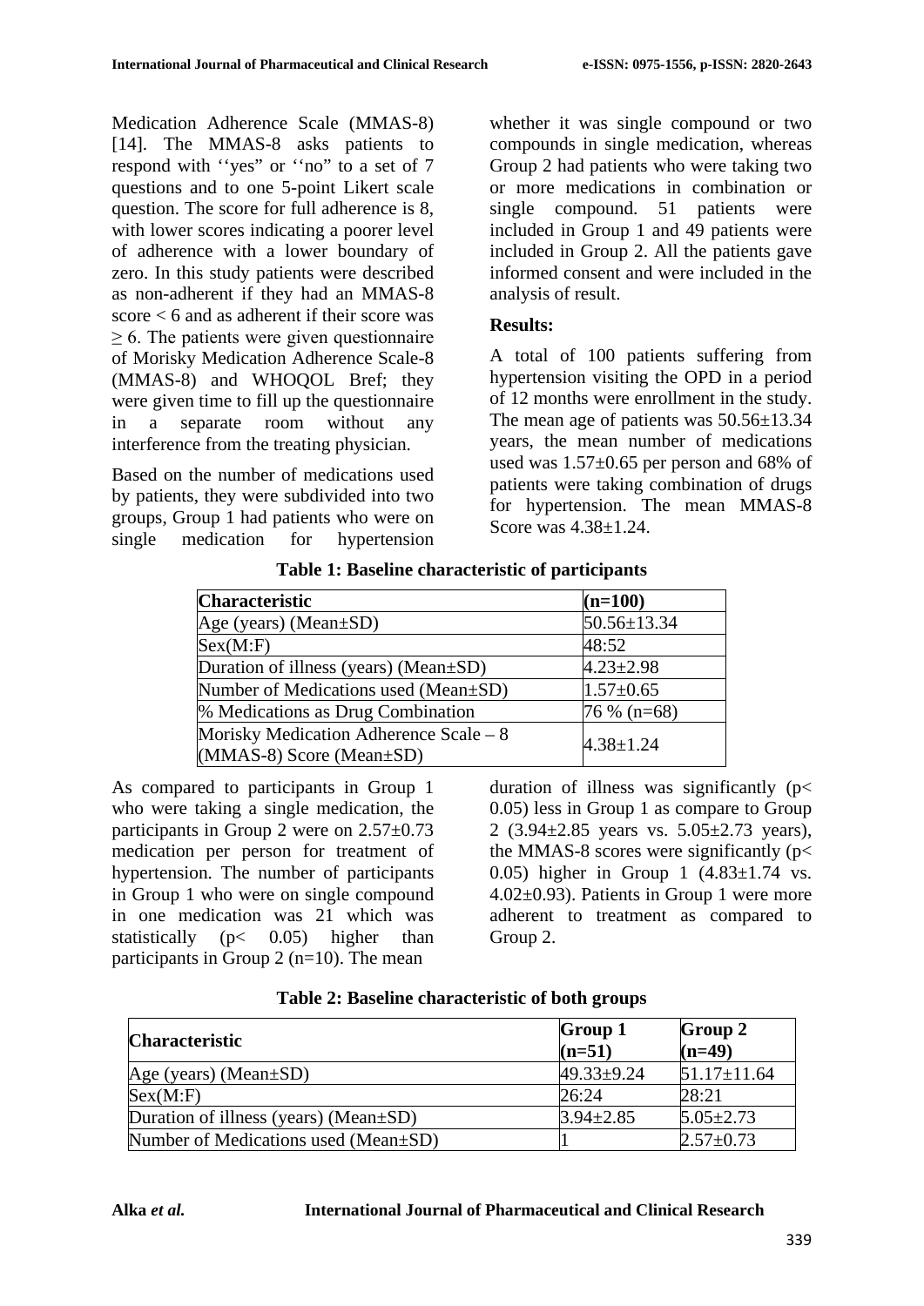Medication Adherence Scale (MMAS-8) [14]. The MMAS-8 asks patients to respond with ''yes" or ''no" to a set of 7 questions and to one 5-point Likert scale question. The score for full adherence is 8, with lower scores indicating a poorer level of adherence with a lower boundary of zero. In this study patients were described as non-adherent if they had an MMAS-8 score < 6 and as adherent if their score was ≥ 6. The patients were given questionnaire of Morisky Medication Adherence Scale-8 (MMAS-8) and WHOQOL Bref; they were given time to fill up the questionnaire in a separate room without any interference from the treating physician.

Based on the number of medications used by patients, they were subdivided into two groups, Group 1 had patients who were on single medication for hypertension whether it was single compound or two compounds in single medication, whereas Group 2 had patients who were taking two or more medications in combination or single compound. 51 patients were included in Group 1 and 49 patients were included in Group 2. All the patients gave informed consent and were included in the analysis of result.

**Results:**

A total of 100 patients suffering from hypertension visiting the OPD in a period of 12 months were enrollment in the study. The mean age of patients was 50.56±13.34 years, the mean number of medications used was 1.57±0.65 per person and 68% of patients were taking combination of drugs for hypertension. The mean MMAS-8 Score was 4.38±1.24.

**Table 1: Baseline characteristic of participants**

| Characteristic | (n=100) |
|---|---|
| Age (years) (Mean±SD) | 50.56±13.34 |
| Sex(M:F) | 48:52 |
| Duration of illness (years) (Mean±SD) | 4.23±2.98 |
| Number of Medications used (Mean±SD) | 1.57±0.65 |
| % Medications as Drug Combination | 76 % (n=68) |
| Morisky Medication Adherence Scale – 8 (MMAS-8) Score (Mean±SD) | 4.38±1.24 |

As compared to participants in Group 1 who were taking a single medication, the participants in Group 2 were on 2.57±0.73 medication per person for treatment of hypertension. The number of participants in Group 1 who were on single compound in one medication was 21 which was statistically ($p < 0.05$) higher than participants in Group 2 (n=10). The mean duration of illness was significantly ($p < 0.05$) less in Group 1 as compare to Group 2 (3.94±2.85 years vs. 5.05±2.73 years), the MMAS-8 scores were significantly ($p < 0.05$) higher in Group 1 (4.83±1.74 vs. 4.02±0.93). Patients in Group 1 were more adherent to treatment as compared to Group 2.

**Table 2: Baseline characteristic of both groups**

| Characteristic | Group 1 (n=51) | Group 2 (n=49) |
|---|---|---|
| Age (years) (Mean±SD) | 49.33±9.24 | 51.17±11.64 |
| Sex(M:F) | 26:24 | 28:21 |
| Duration of illness (years) (Mean±SD) | 3.94±2.85 | 5.05±2.73 |
| Number of Medications used (Mean±SD) | 1 | 2.57±0.73 |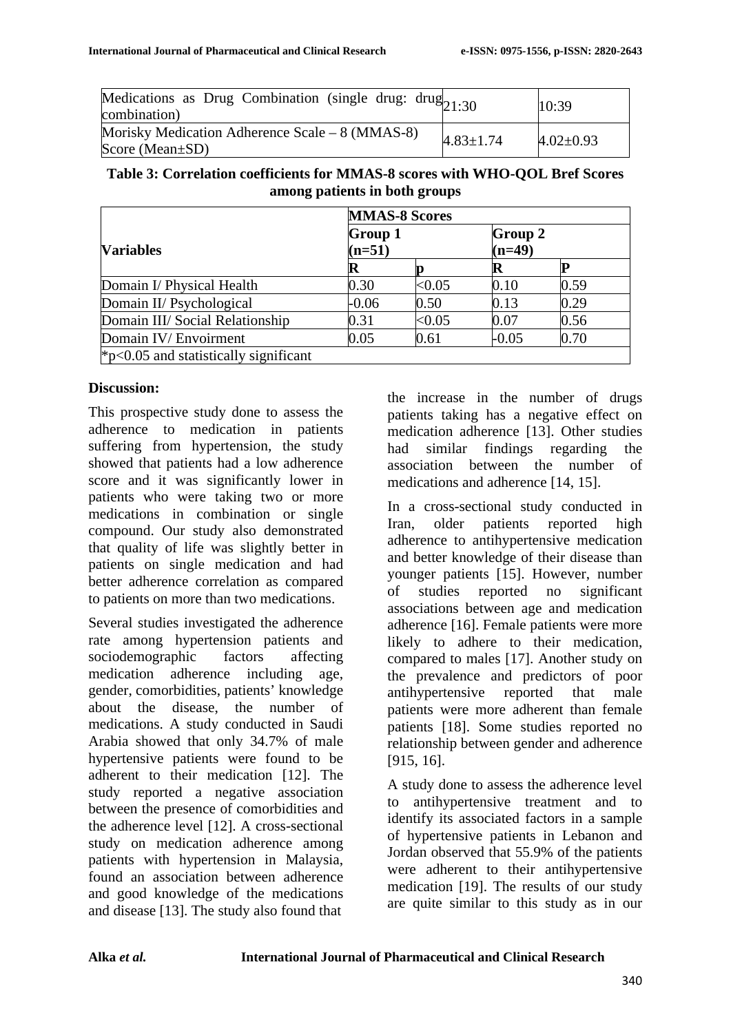| Medications as Drug Combination (single drug: drug combination) | 21:30 | 10:39 |
| --- | --- | --- |
| Morisky Medication Adherence Scale – 8 (MMAS-8) Score (Mean±SD) | 4.83±1.74 | 4.02±0.93 |

**Table 3: Correlation coefficients for MMAS-8 scores with WHO-QOL Bref Scores among patients in both groups**

| Variables | MMAS-8 Scores | | | |
| --- | --- | --- | --- | --- |
| | Group 1 (n=51) | | Group 2 (n=49) | |
| | R | p | R | P |
| Domain I/ Physical Health | 0.30 | <0.05 | 0.10 | 0.59 |
| Domain II/ Psychological | -0.06 | 0.50 | 0.13 | 0.29 |
| Domain III/ Social Relationship | 0.31 | <0.05 | 0.07 | 0.56 |
| Domain IV/ Envoirment | 0.05 | 0.61 | -0.05 | 0.70 |
| *p<0.05 and statistically significant | | | | |

**Discussion:**

This prospective study done to assess the adherence to medication in patients suffering from hypertension, the study showed that patients had a low adherence score and it was significantly lower in patients who were taking two or more medications in combination or single compound. Our study also demonstrated that quality of life was slightly better in patients on single medication and had better adherence correlation as compared to patients on more than two medications.

Several studies investigated the adherence rate among hypertension patients and sociodemographic factors affecting medication adherence including age, gender, comorbidities, patients' knowledge about the disease, the number of medications. A study conducted in Saudi Arabia showed that only 34.7% of male hypertensive patients were found to be adherent to their medication [12]. The study reported a negative association between the presence of comorbidities and the adherence level [12]. A cross-sectional study on medication adherence among patients with hypertension in Malaysia, found an association between adherence and good knowledge of the medications and disease [13]. The study also found that the increase in the number of drugs patients taking has a negative effect on medication adherence [13]. Other studies had similar findings regarding the association between the number of medications and adherence [14, 15].

In a cross-sectional study conducted in Iran, older patients reported high adherence to antihypertensive medication and better knowledge of their disease than younger patients [15]. However, number of studies reported no significant associations between age and medication adherence [16]. Female patients were more likely to adhere to their medication, compared to males [17]. Another study on the prevalence and predictors of poor antihypertensive reported that male patients were more adherent than female patients [18]. Some studies reported no relationship between gender and adherence [915, 16].

A study done to assess the adherence level to antihypertensive treatment and to identify its associated factors in a sample of hypertensive patients in Lebanon and Jordan observed that 55.9% of the patients were adherent to their antihypertensive medication [19]. The results of our study are quite similar to this study as in our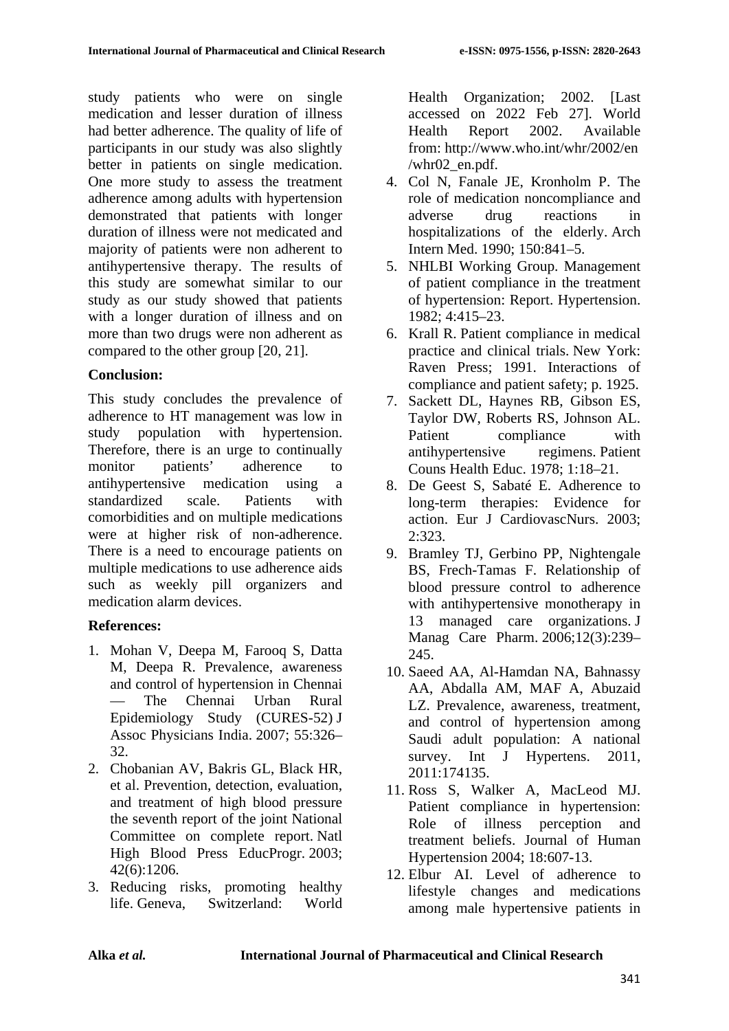study patients who were on single medication and lesser duration of illness had better adherence. The quality of life of participants in our study was also slightly better in patients on single medication. One more study to assess the treatment adherence among adults with hypertension demonstrated that patients with longer duration of illness were not medicated and majority of patients were non adherent to antihypertensive therapy. The results of this study are somewhat similar to our study as our study showed that patients with a longer duration of illness and on more than two drugs were non adherent as compared to the other group [20, 21].

## Conclusion:

This study concludes the prevalence of adherence to HT management was low in study population with hypertension. Therefore, there is an urge to continually monitor patients' adherence to antihypertensive medication using a standardized scale. Patients with comorbidities and on multiple medications were at higher risk of non-adherence. There is a need to encourage patients on multiple medications to use adherence aids such as weekly pill organizers and medication alarm devices.

## References:

1. Mohan V, Deepa M, Farooq S, Datta M, Deepa R. Prevalence, awareness and control of hypertension in Chennai — The Chennai Urban Rural Epidemiology Study (CURES-52) J Assoc Physicians India. 2007; 55:326–32.
2. Chobanian AV, Bakris GL, Black HR, et al. Prevention, detection, evaluation, and treatment of high blood pressure the seventh report of the joint National Committee on complete report. Natl High Blood Press EducProgr. 2003; 42(6):1206.
3. Reducing risks, promoting healthy life. Geneva, Switzerland: World Health Organization; 2002. [Last accessed on 2022 Feb 27]. World Health Report 2002. Available from: http://www.who.int/whr/2002/en/whr02_en.pdf.
4. Col N, Fanale JE, Kronholm P. The role of medication noncompliance and adverse drug reactions in hospitalizations of the elderly. Arch Intern Med. 1990; 150:841–5.
5. NHLBI Working Group. Management of patient compliance in the treatment of hypertension: Report. Hypertension. 1982; 4:415–23.
6. Krall R. Patient compliance in medical practice and clinical trials. New York: Raven Press; 1991. Interactions of compliance and patient safety; p. 1925.
7. Sackett DL, Haynes RB, Gibson ES, Taylor DW, Roberts RS, Johnson AL. Patient compliance with antihypertensive regimens. Patient Couns Health Educ. 1978; 1:18–21.
8. De Geest S, Sabaté E. Adherence to long-term therapies: Evidence for action. Eur J CardiovascNurs. 2003; 2:323.
9. Bramley TJ, Gerbino PP, Nightengale BS, Frech-Tamas F. Relationship of blood pressure control to adherence with antihypertensive monotherapy in 13 managed care organizations. J Manag Care Pharm. 2006;12(3):239–245.
10. Saeed AA, Al-Hamdan NA, Bahnassy AA, Abdalla AM, MAF A, Abuzaid LZ. Prevalence, awareness, treatment, and control of hypertension among Saudi adult population: A national survey. Int J Hypertens. 2011, 2011:174135.
11. Ross S, Walker A, MacLeod MJ. Patient compliance in hypertension: Role of illness perception and treatment beliefs. Journal of Human Hypertension 2004; 18:607-13.
12. Elbur AI. Level of adherence to lifestyle changes and medications among male hypertensive patients in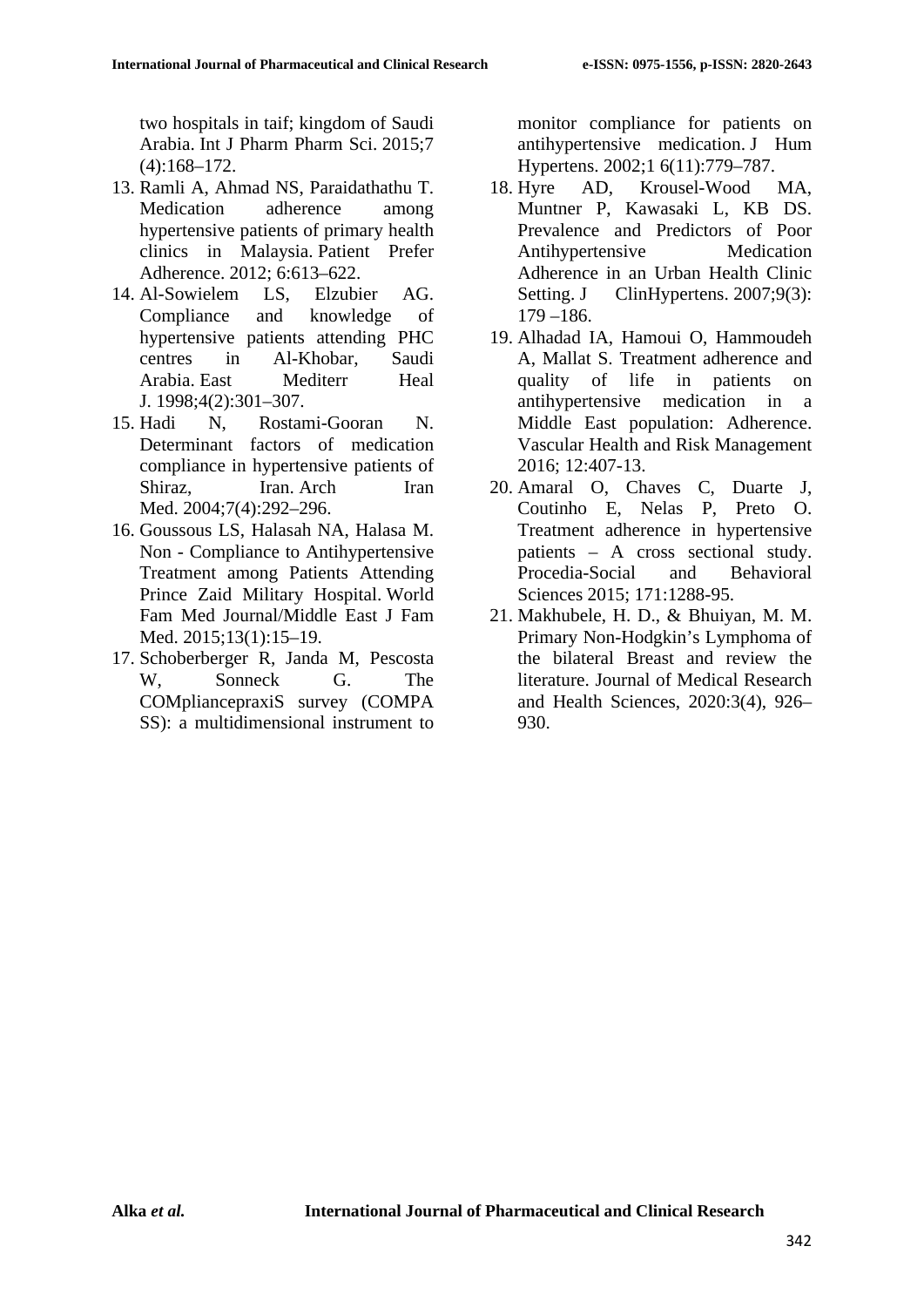two hospitals in taif; kingdom of Saudi Arabia. Int J Pharm Pharm Sci. 2015;7 (4):168–172.

13. Ramli A, Ahmad NS, Paraidathathu T. Medication adherence among hypertensive patients of primary health clinics in Malaysia. Patient Prefer Adherence. 2012; 6:613–622.
14. Al-Sowielem LS, Elzubier AG. Compliance and knowledge of hypertensive patients attending PHC centres in Al-Khobar, Saudi Arabia. East Mediterr Heal J. 1998;4(2):301–307.
15. Hadi N, Rostami-Gooran N. Determinant factors of medication compliance in hypertensive patients of Shiraz, Iran. Arch Iran Med. 2004;7(4):292–296.
16. Goussous LS, Halasah NA, Halasa M. Non - Compliance to Antihypertensive Treatment among Patients Attending Prince Zaid Military Hospital. World Fam Med Journal/Middle East J Fam Med. 2015;13(1):15–19.
17. Schoberberger R, Janda M, Pescosta W, Sonneck G. The COMpliancepraxiS survey (COMPA SS): a multidimensional instrument to monitor compliance for patients on antihypertensive medication. J Hum Hypertens. 2002;1 6(11):779–787.
18. Hyre AD, Krousel-Wood MA, Muntner P, Kawasaki L, KB DS. Prevalence and Predictors of Poor Antihypertensive Medication Adherence in an Urban Health Clinic Setting. J ClinHypertens. 2007;9(3): 179 –186.
19. Alhadad IA, Hamoui O, Hammoudeh A, Mallat S. Treatment adherence and quality of life in patients on antihypertensive medication in a Middle East population: Adherence. Vascular Health and Risk Management 2016; 12:407-13.
20. Amaral O, Chaves C, Duarte J, Coutinho E, Nelas P, Preto O. Treatment adherence in hypertensive patients – A cross sectional study. Procedia-Social and Behavioral Sciences 2015; 171:1288-95.
21. Makhubele, H. D., & Bhuiyan, M. M. Primary Non-Hodgkin's Lymphoma of the bilateral Breast and review the literature. Journal of Medical Research and Health Sciences, 2020:3(4), 926–930.